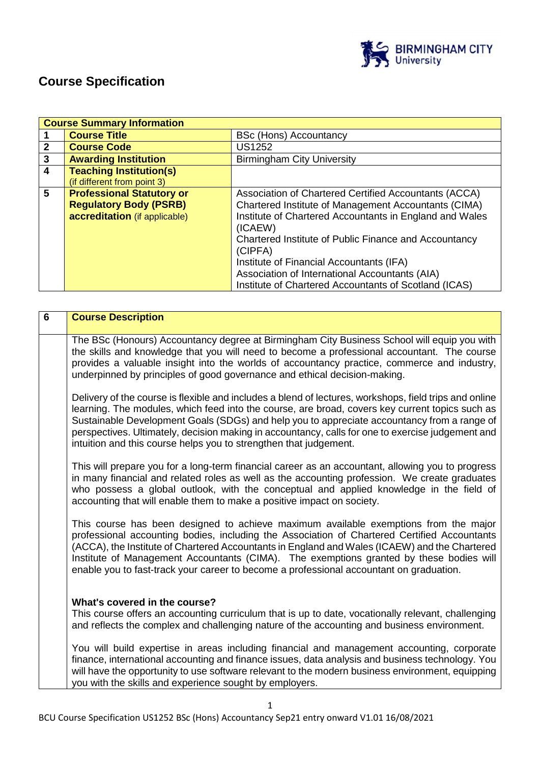# Course Specification

| Course Summary Information | | |
|---|---|---|
| **1** | **Course Title** | BSc (Hons) Accountancy |
| **2** | **Course Code** | US1252 |
| **3** | **Awarding Institution** | Birmingham City University |
| **4** | **Teaching Institution(s)** (if different from point 3) | |
| **5** | **Professional Statutory or Regulatory Body (PSRB) accreditation** (if applicable) | Association of Chartered Certified Accountants (ACCA)<br>Chartered Institute of Management Accountants (CIMA)<br>Institute of Chartered Accountants in England and Wales (ICAEW)<br>Chartered Institute of Public Finance and Accountancy (CIPFA)<br>Institute of Financial Accountants (IFA)<br>Association of International Accountants (AIA)<br>Institute of Chartered Accountants of Scotland (ICAS) |

| 6 | **Course Description** |
|---|---|
| | The BSc (Honours) Accountancy degree at Birmingham City Business School will equip you with the skills and knowledge that you will need to become a professional accountant. The course provides a valuable insight into the worlds of accountancy practice, commerce and industry, underpinned by principles of good governance and ethical decision-making.<br><br>Delivery of the course is flexible and includes a blend of lectures, workshops, field trips and online learning. The modules, which feed into the course, are broad, covers key current topics such as Sustainable Development Goals (SDGs) and help you to appreciate accountancy from a range of perspectives. Ultimately, decision making in accountancy, calls for one to exercise judgement and intuition and this course helps you to strengthen that judgement.<br><br>This will prepare you for a long-term financial career as an accountant, allowing you to progress in many financial and related roles as well as the accounting profession. We create graduates who possess a global outlook, with the conceptual and applied knowledge in the field of accounting that will enable them to make a positive impact on society.<br><br>This course has been designed to achieve maximum available exemptions from the major professional accounting bodies, including the Association of Chartered Certified Accountants (ACCA), the Institute of Chartered Accountants in England and Wales (ICAEW) and the Chartered Institute of Management Accountants (CIMA). The exemptions granted by these bodies will enable you to fast-track your career to become a professional accountant on graduation.<br><br>**What's covered in the course?**<br>This course offers an accounting curriculum that is up to date, vocationally relevant, challenging and reflects the complex and challenging nature of the accounting and business environment.<br><br>You will build expertise in areas including financial and management accounting, corporate finance, international accounting and finance issues, data analysis and business technology. You will have the opportunity to use software relevant to the modern business environment, equipping you with the skills and experience sought by employers. |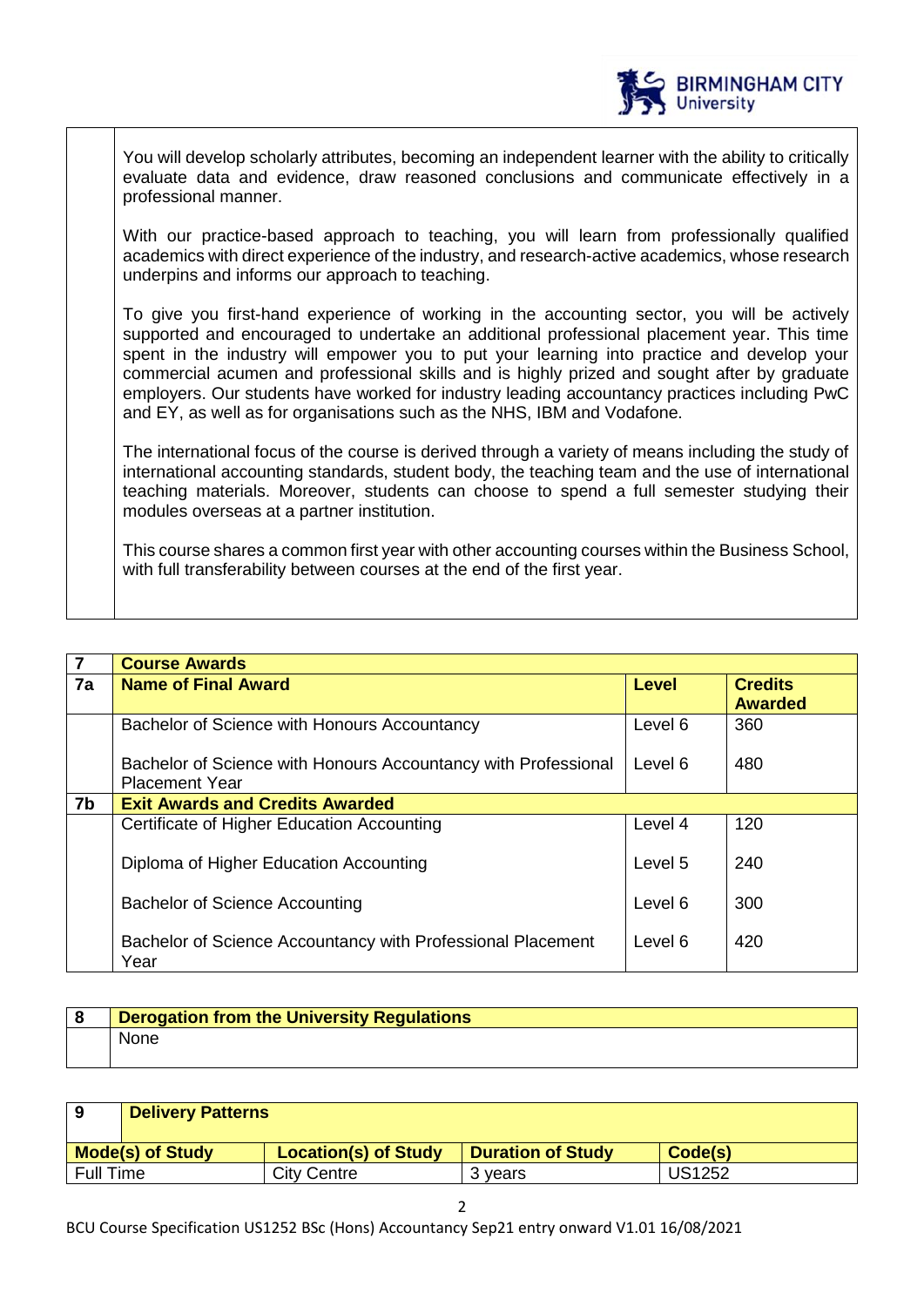You will develop scholarly attributes, becoming an independent learner with the ability to critically evaluate data and evidence, draw reasoned conclusions and communicate effectively in a professional manner.

With our practice-based approach to teaching, you will learn from professionally qualified academics with direct experience of the industry, and research-active academics, whose research underpins and informs our approach to teaching.

To give you first-hand experience of working in the accounting sector, you will be actively supported and encouraged to undertake an additional professional placement year. This time spent in the industry will empower you to put your learning into practice and develop your commercial acumen and professional skills and is highly prized and sought after by graduate employers. Our students have worked for industry leading accountancy practices including PwC and EY, as well as for organisations such as the NHS, IBM and Vodafone.

The international focus of the course is derived through a variety of means including the study of international accounting standards, student body, the teaching team and the use of international teaching materials. Moreover, students can choose to spend a full semester studying their modules overseas at a partner institution.

This course shares a common first year with other accounting courses within the Business School, with full transferability between courses at the end of the first year.

| 7 | **Course Awards** | | |
|---|---|---|---|
| **7a** | **Name of Final Award** | **Level** | **Credits Awarded** |
| | Bachelor of Science with Honours Accountancy | Level 6 | 360 |
| | Bachelor of Science with Honours Accountancy with Professional Placement Year | Level 6 | 480 |
| **7b** | **Exit Awards and Credits Awarded** | | |
| | Certificate of Higher Education Accounting | Level 4 | 120 |
| | Diploma of Higher Education Accounting | Level 5 | 240 |
| | Bachelor of Science Accounting | Level 6 | 300 |
| | Bachelor of Science Accountancy with Professional Placement Year | Level 6 | 420 |

| 8 | **Derogation from the University Regulations** |
|---|---|
| | None |

| 9 | **Delivery Patterns** | | |
|---|---|---|---|
| **Mode(s) of Study** | **Location(s) of Study** | **Duration of Study** | **Code(s)** |
| Full Time | City Centre | 3 years | US1252 |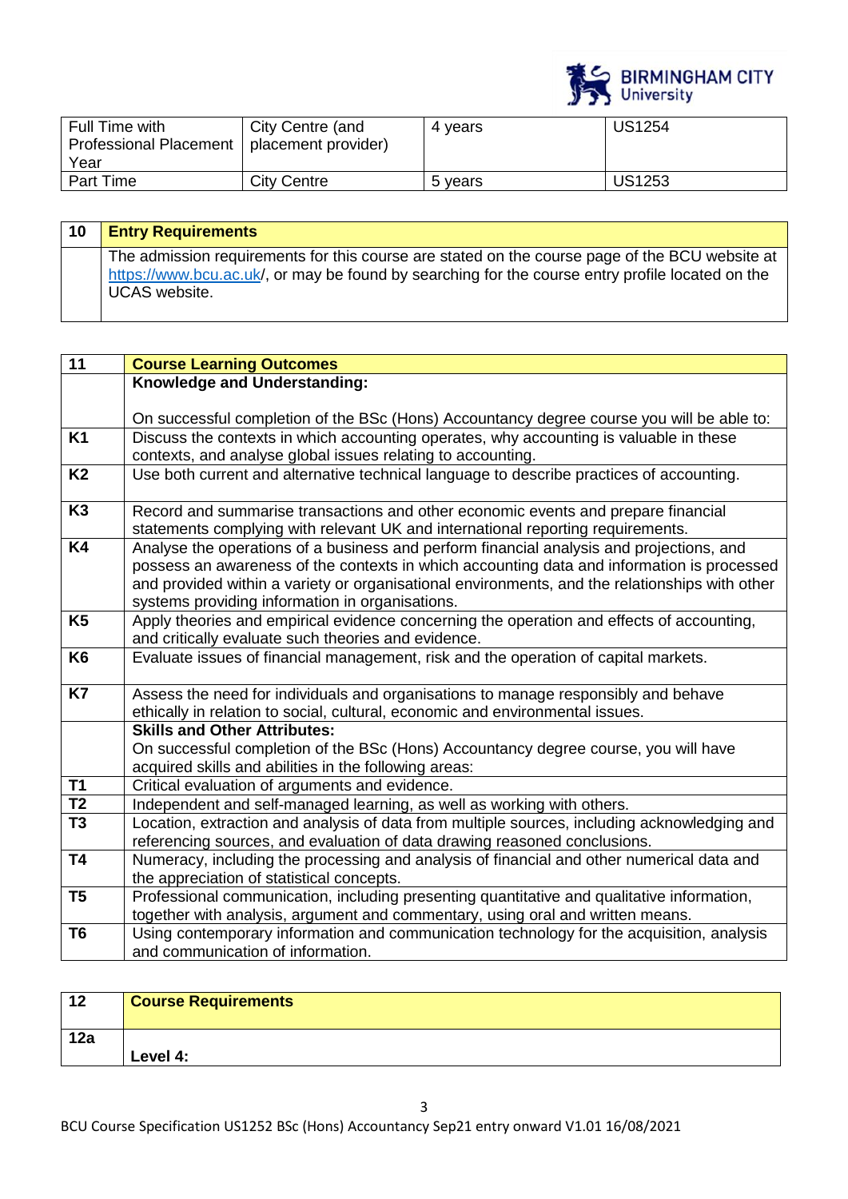| Full Time with Professional Placement Year | City Centre (and placement provider) | 4 years | US1254 |
|---|---|---|---|
| Part Time | City Centre | 5 years | US1253 |

| 10 | **Entry Requirements** |
|---|---|
| | The admission requirements for this course are stated on the course page of the BCU website at https://www.bcu.ac.uk/, or may be found by searching for the course entry profile located on the UCAS website. |

| 11 | **Course Learning Outcomes** |
|---|---|
| | **Knowledge and Understanding:**<br><br>On successful completion of the BSc (Hons) Accountancy degree course you will be able to: |
| **K1** | Discuss the contexts in which accounting operates, why accounting is valuable in these contexts, and analyse global issues relating to accounting. |
| **K2** | Use both current and alternative technical language to describe practices of accounting. |
| **K3** | Record and summarise transactions and other economic events and prepare financial statements complying with relevant UK and international reporting requirements. |
| **K4** | Analyse the operations of a business and perform financial analysis and projections, and possess an awareness of the contexts in which accounting data and information is processed and provided within a variety or organisational environments, and the relationships with other systems providing information in organisations. |
| **K5** | Apply theories and empirical evidence concerning the operation and effects of accounting, and critically evaluate such theories and evidence. |
| **K6** | Evaluate issues of financial management, risk and the operation of capital markets. |
| **K7** | Assess the need for individuals and organisations to manage responsibly and behave ethically in relation to social, cultural, economic and environmental issues. |
| | **Skills and Other Attributes:**<br>On successful completion of the BSc (Hons) Accountancy degree course, you will have acquired skills and abilities in the following areas: |
| **T1** | Critical evaluation of arguments and evidence. |
| **T2** | Independent and self-managed learning, as well as working with others. |
| **T3** | Location, extraction and analysis of data from multiple sources, including acknowledging and referencing sources, and evaluation of data drawing reasoned conclusions. |
| **T4** | Numeracy, including the processing and analysis of financial and other numerical data and the appreciation of statistical concepts. |
| **T5** | Professional communication, including presenting quantitative and qualitative information, together with analysis, argument and commentary, using oral and written means. |
| **T6** | Using contemporary information and communication technology for the acquisition, analysis and communication of information. |

| 12 | **Course Requirements** |
|---|---|
| **12a** | **Level 4:** |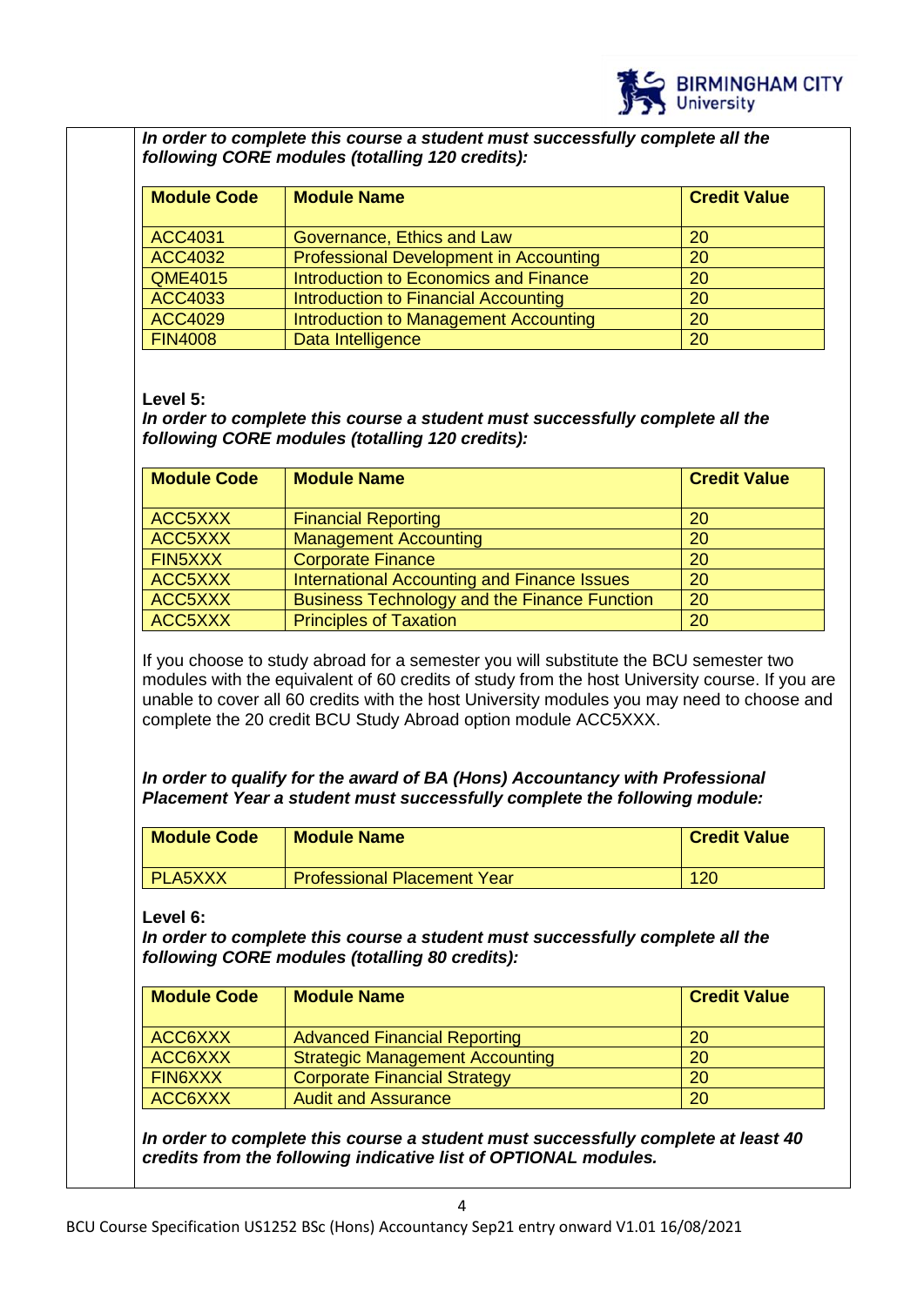***In order to complete this course a student must successfully complete all the following CORE modules (totalling 120 credits):***

| **Module Code** | **Module Name** | **Credit Value** |
|---|---|---|
| ACC4031 | Governance, Ethics and Law | 20 |
| ACC4032 | Professional Development in Accounting | 20 |
| QME4015 | Introduction to Economics and Finance | 20 |
| ACC4033 | Introduction to Financial Accounting | 20 |
| ACC4029 | Introduction to Management Accounting | 20 |
| FIN4008 | Data Intelligence | 20 |

**Level 5:**

***In order to complete this course a student must successfully complete all the following CORE modules (totalling 120 credits):***

| **Module Code** | **Module Name** | **Credit Value** |
|---|---|---|
| ACC5XXX | Financial Reporting | 20 |
| ACC5XXX | Management Accounting | 20 |
| FIN5XXX | Corporate Finance | 20 |
| ACC5XXX | International Accounting and Finance Issues | 20 |
| ACC5XXX | Business Technology and the Finance Function | 20 |
| ACC5XXX | Principles of Taxation | 20 |

If you choose to study abroad for a semester you will substitute the BCU semester two modules with the equivalent of 60 credits of study from the host University course. If you are unable to cover all 60 credits with the host University modules you may need to choose and complete the 20 credit BCU Study Abroad option module ACC5XXX.

***In order to qualify for the award of BA (Hons) Accountancy with Professional Placement Year a student must successfully complete the following module:***

| **Module Code** | **Module Name** | **Credit Value** |
|---|---|---|
| PLA5XXX | Professional Placement Year | 120 |

**Level 6:**

***In order to complete this course a student must successfully complete all the following CORE modules (totalling 80 credits):***

| **Module Code** | **Module Name** | **Credit Value** |
|---|---|---|
| ACC6XXX | Advanced Financial Reporting | 20 |
| ACC6XXX | Strategic Management Accounting | 20 |
| FIN6XXX | Corporate Financial Strategy | 20 |
| ACC6XXX | Audit and Assurance | 20 |

***In order to complete this course a student must successfully complete at least 40 credits from the following indicative list of OPTIONAL modules.***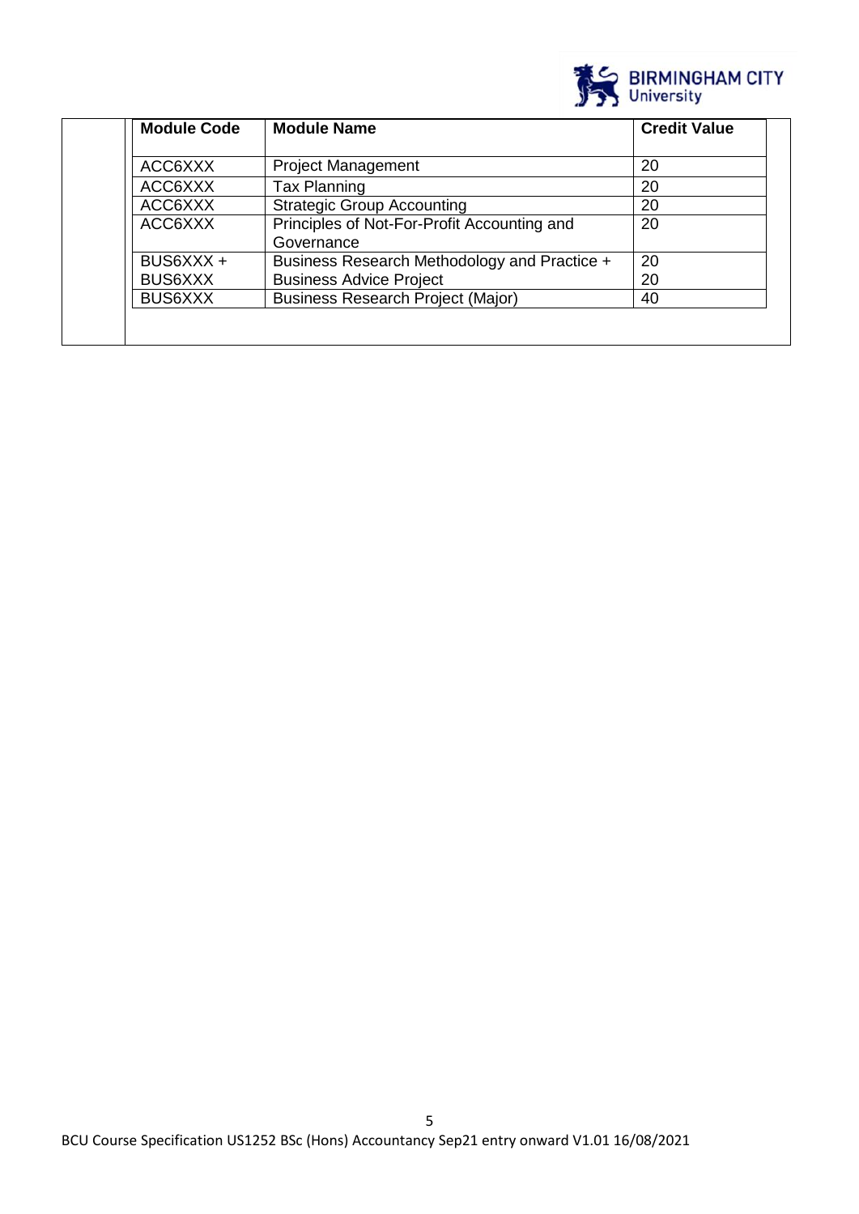| Module Code | Module Name | Credit Value |
|---|---|---|
| ACC6XXX | Project Management | 20 |
| ACC6XXX | Tax Planning | 20 |
| ACC6XXX | Strategic Group Accounting | 20 |
| ACC6XXX | Principles of Not-For-Profit Accounting and Governance | 20 |
| BUS6XXX + BUS6XXX | Business Research Methodology and Practice + Business Advice Project | 20 20 |
| BUS6XXX | Business Research Project (Major) | 40 |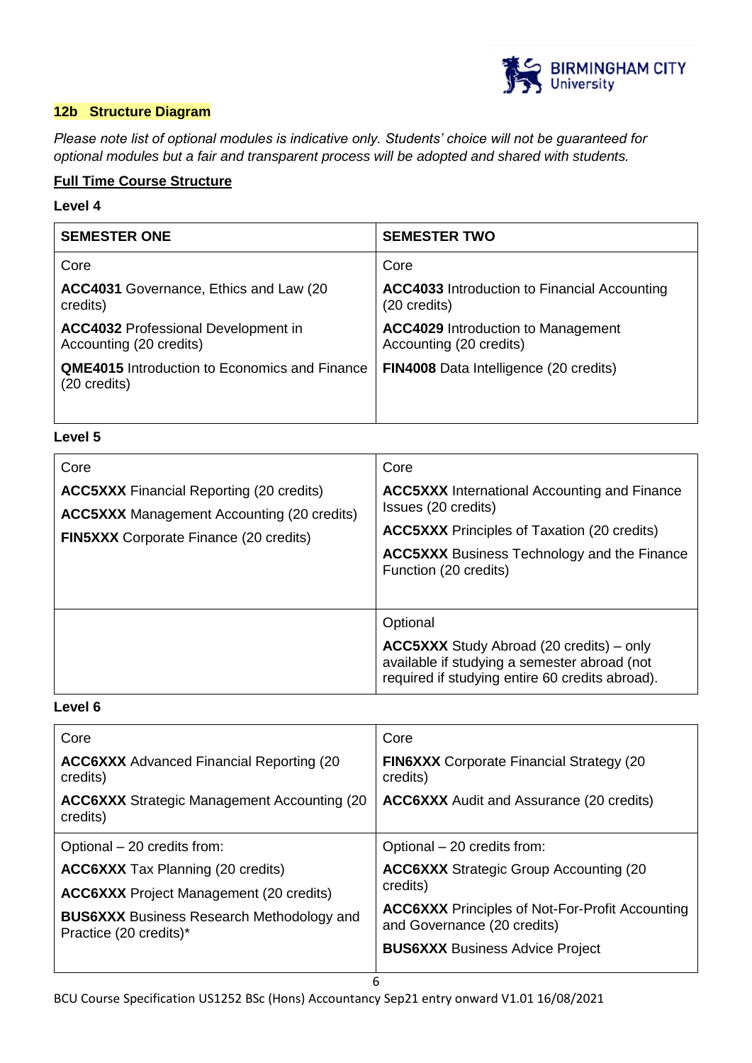## 12b Structure Diagram

*Please note list of optional modules is indicative only. Students' choice will not be guaranteed for optional modules but a fair and transparent process will be adopted and shared with students.*

**Full Time Course Structure**

**Level 4**

| SEMESTER ONE | SEMESTER TWO |
|---|---|
| Core<br><br>**ACC4031** Governance, Ethics and Law (20 credits)<br><br>**ACC4032** Professional Development in Accounting (20 credits)<br><br>**QME4015** Introduction to Economics and Finance (20 credits) | Core<br><br>**ACC4033** Introduction to Financial Accounting (20 credits)<br><br>**ACC4029** Introduction to Management Accounting (20 credits)<br><br>**FIN4008** Data Intelligence (20 credits) |

**Level 5**

| | |
|---|---|
| Core<br><br>**ACC5XXX** Financial Reporting (20 credits)<br><br>**ACC5XXX** Management Accounting (20 credits)<br><br>**FIN5XXX** Corporate Finance (20 credits) | Core<br><br>**ACC5XXX** International Accounting and Finance Issues (20 credits)<br><br>**ACC5XXX** Principles of Taxation (20 credits)<br><br>**ACC5XXX** Business Technology and the Finance Function (20 credits) |
| | Optional<br><br>**ACC5XXX** Study Abroad (20 credits) – only available if studying a semester abroad (not required if studying entire 60 credits abroad). |

**Level 6**

| | |
|---|---|
| Core<br><br>**ACC6XXX** Advanced Financial Reporting (20 credits)<br><br>**ACC6XXX** Strategic Management Accounting (20 credits) | Core<br><br>**FIN6XXX** Corporate Financial Strategy (20 credits)<br><br>**ACC6XXX** Audit and Assurance (20 credits) |
| Optional – 20 credits from:<br><br>**ACC6XXX** Tax Planning (20 credits)<br><br>**ACC6XXX** Project Management (20 credits)<br><br>**BUS6XXX** Business Research Methodology and Practice (20 credits)* | Optional – 20 credits from:<br><br>**ACC6XXX** Strategic Group Accounting (20 credits)<br><br>**ACC6XXX** Principles of Not-For-Profit Accounting and Governance (20 credits)<br><br>**BUS6XXX** Business Advice Project |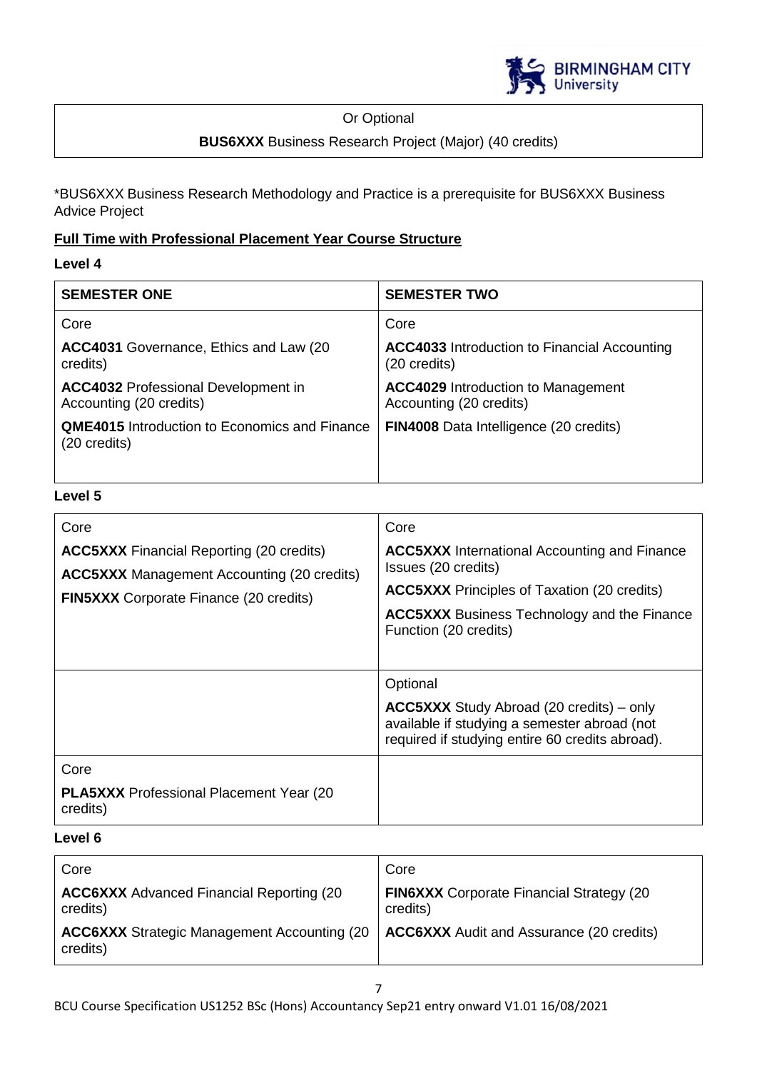| Or Optional |
|---|
| **BUS6XXX** Business Research Project (Major) (40 credits) |

*BUS6XXX Business Research Methodology and Practice is a prerequisite for BUS6XXX Business Advice Project

**Full Time with Professional Placement Year Course Structure**

**Level 4**

| **SEMESTER ONE** | **SEMESTER TWO** |
|---|---|
| Core<br>**ACC4031** Governance, Ethics and Law (20 credits)<br>**ACC4032** Professional Development in Accounting (20 credits)<br>**QME4015** Introduction to Economics and Finance (20 credits) | Core<br>**ACC4033** Introduction to Financial Accounting (20 credits)<br>**ACC4029** Introduction to Management Accounting (20 credits)<br>**FIN4008** Data Intelligence (20 credits) |

**Level 5**

| | |
|---|---|
| Core<br>**ACC5XXX** Financial Reporting (20 credits)<br>**ACC5XXX** Management Accounting (20 credits)<br>**FIN5XXX** Corporate Finance (20 credits) | Core<br>**ACC5XXX** International Accounting and Finance Issues (20 credits)<br>**ACC5XXX** Principles of Taxation (20 credits)<br>**ACC5XXX** Business Technology and the Finance Function (20 credits) |
| | Optional<br>**ACC5XXX** Study Abroad (20 credits) – only available if studying a semester abroad (not required if studying entire 60 credits abroad). |
| Core<br>**PLA5XXX** Professional Placement Year (20 credits) | |

**Level 6**

| | |
|---|---|
| Core<br>**ACC6XXX** Advanced Financial Reporting (20 credits)<br>**ACC6XXX** Strategic Management Accounting (20 credits) | Core<br>**FIN6XXX** Corporate Financial Strategy (20 credits)<br>**ACC6XXX** Audit and Assurance (20 credits) |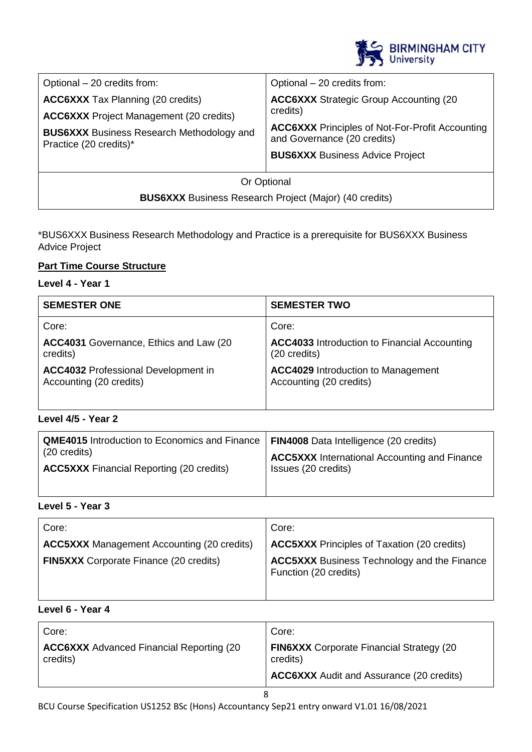| Optional – 20 credits from: | Optional – 20 credits from: |
| --- | --- |
| **ACC6XXX** Tax Planning (20 credits)<br>**ACC6XXX** Project Management (20 credits)<br>**BUS6XXX** Business Research Methodology and Practice (20 credits)* | **ACC6XXX** Strategic Group Accounting (20 credits)<br>**ACC6XXX** Principles of Not-For-Profit Accounting and Governance (20 credits)<br>**BUS6XXX** Business Advice Project |
| Or Optional<br>**BUS6XXX** Business Research Project (Major) (40 credits) | |

*BUS6XXX Business Research Methodology and Practice is a prerequisite for BUS6XXX Business Advice Project

**Part Time Course Structure**

**Level 4 - Year 1**

| **SEMESTER ONE** | **SEMESTER TWO** |
| --- | --- |
| Core:<br>**ACC4031** Governance, Ethics and Law (20 credits)<br>**ACC4032** Professional Development in Accounting (20 credits) | Core:<br>**ACC4033** Introduction to Financial Accounting (20 credits)<br>**ACC4029** Introduction to Management Accounting (20 credits) |

**Level 4/5 - Year 2**

| | |
| --- | --- |
| **QME4015** Introduction to Economics and Finance (20 credits)<br>**ACC5XXX** Financial Reporting (20 credits) | **FIN4008** Data Intelligence (20 credits)<br>**ACC5XXX** International Accounting and Finance Issues (20 credits) |

**Level 5 - Year 3**

| | |
| --- | --- |
| Core:<br>**ACC5XXX** Management Accounting (20 credits)<br>**FIN5XXX** Corporate Finance (20 credits) | Core:<br>**ACC5XXX** Principles of Taxation (20 credits)<br>**ACC5XXX** Business Technology and the Finance Function (20 credits) |

**Level 6 - Year 4**

| | |
| --- | --- |
| Core:<br>**ACC6XXX** Advanced Financial Reporting (20 credits) | Core:<br>**FIN6XXX** Corporate Financial Strategy (20 credits)<br>**ACC6XXX** Audit and Assurance (20 credits) |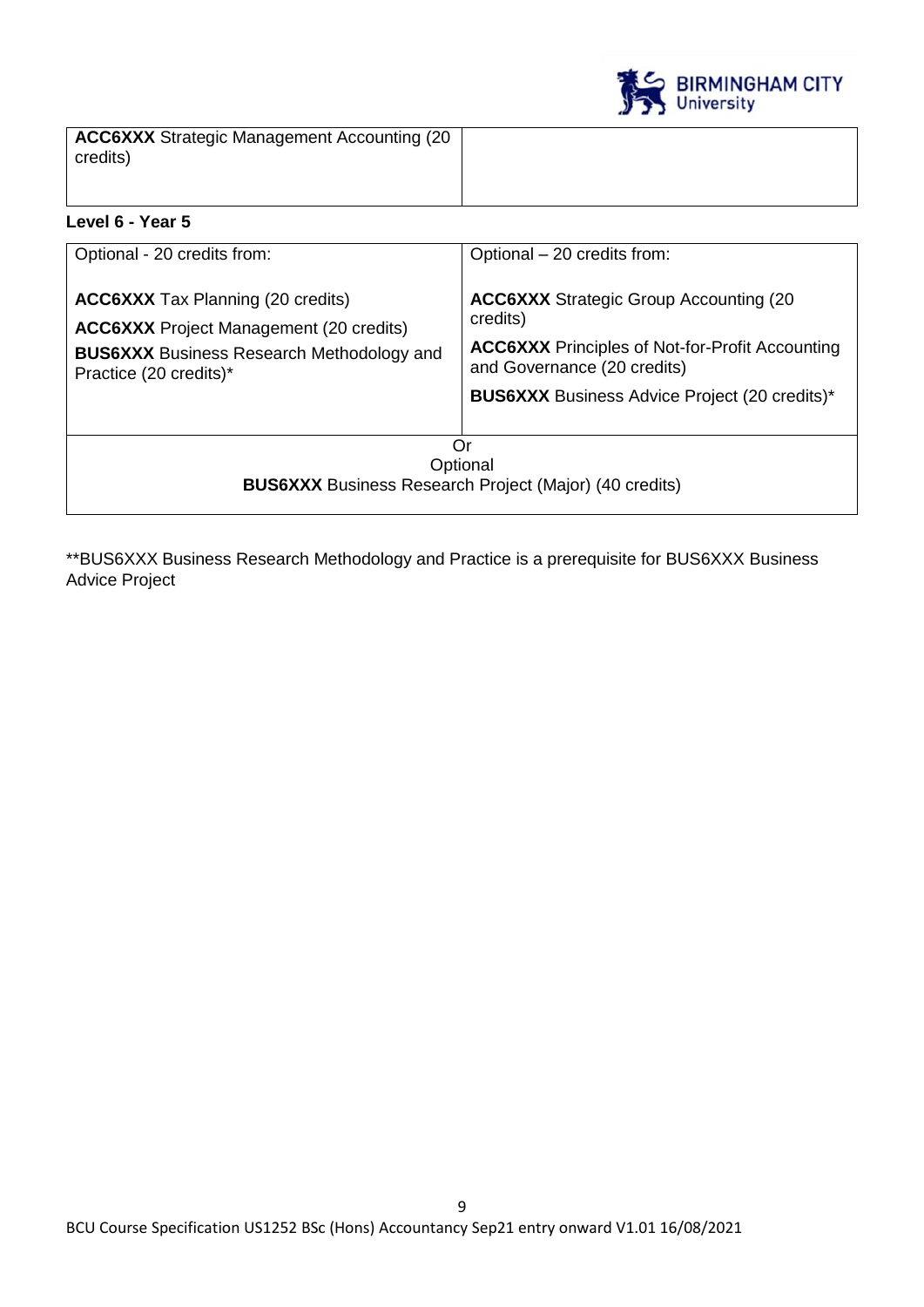| **ACC6XXX** Strategic Management Accounting (20 credits) | |
|---|---|

**Level 6 - Year 5**

| Optional - 20 credits from: | Optional – 20 credits from: |
|---|---|
| **ACC6XXX** Tax Planning (20 credits)<br>**ACC6XXX** Project Management (20 credits)<br>**BUS6XXX** Business Research Methodology and Practice (20 credits)* | **ACC6XXX** Strategic Group Accounting (20 credits)<br>**ACC6XXX** Principles of Not-for-Profit Accounting and Governance (20 credits)<br>**BUS6XXX** Business Advice Project (20 credits)* |
| Or<br>Optional<br>**BUS6XXX** Business Research Project (Major) (40 credits) | |

**BUS6XXX Business Research Methodology and Practice is a prerequisite for BUS6XXX Business Advice Project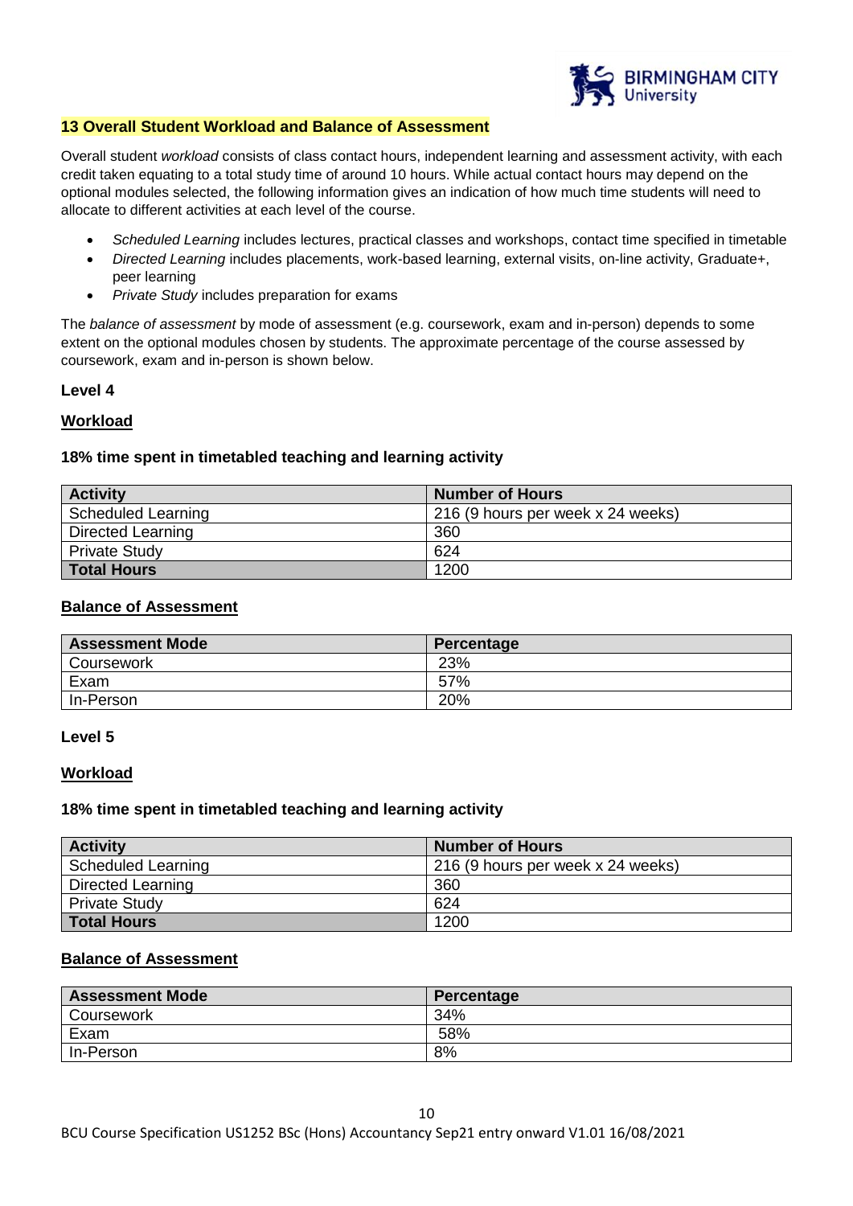## 13 Overall Student Workload and Balance of Assessment

Overall student *workload* consists of class contact hours, independent learning and assessment activity, with each credit taken equating to a total study time of around 10 hours. While actual contact hours may depend on the optional modules selected, the following information gives an indication of how much time students will need to allocate to different activities at each level of the course.

- *Scheduled Learning* includes lectures, practical classes and workshops, contact time specified in timetable
- *Directed Learning* includes placements, work-based learning, external visits, on-line activity, Graduate+, peer learning
- *Private Study* includes preparation for exams

The *balance of assessment* by mode of assessment (e.g. coursework, exam and in-person) depends to some extent on the optional modules chosen by students. The approximate percentage of the course assessed by coursework, exam and in-person is shown below.

### Level 4

#### Workload

**18% time spent in timetabled teaching and learning activity**

| Activity | Number of Hours |
|---|---|
| Scheduled Learning | 216 (9 hours per week x 24 weeks) |
| Directed Learning | 360 |
| Private Study | 624 |
| **Total Hours** | 1200 |

#### Balance of Assessment

| Assessment Mode | Percentage |
|---|---|
| Coursework | 23% |
| Exam | 57% |
| In-Person | 20% |

### Level 5

#### Workload

**18% time spent in timetabled teaching and learning activity**

| Activity | Number of Hours |
|---|---|
| Scheduled Learning | 216 (9 hours per week x 24 weeks) |
| Directed Learning | 360 |
| Private Study | 624 |
| **Total Hours** | 1200 |

#### Balance of Assessment

| Assessment Mode | Percentage |
|---|---|
| Coursework | 34% |
| Exam | 58% |
| In-Person | 8% |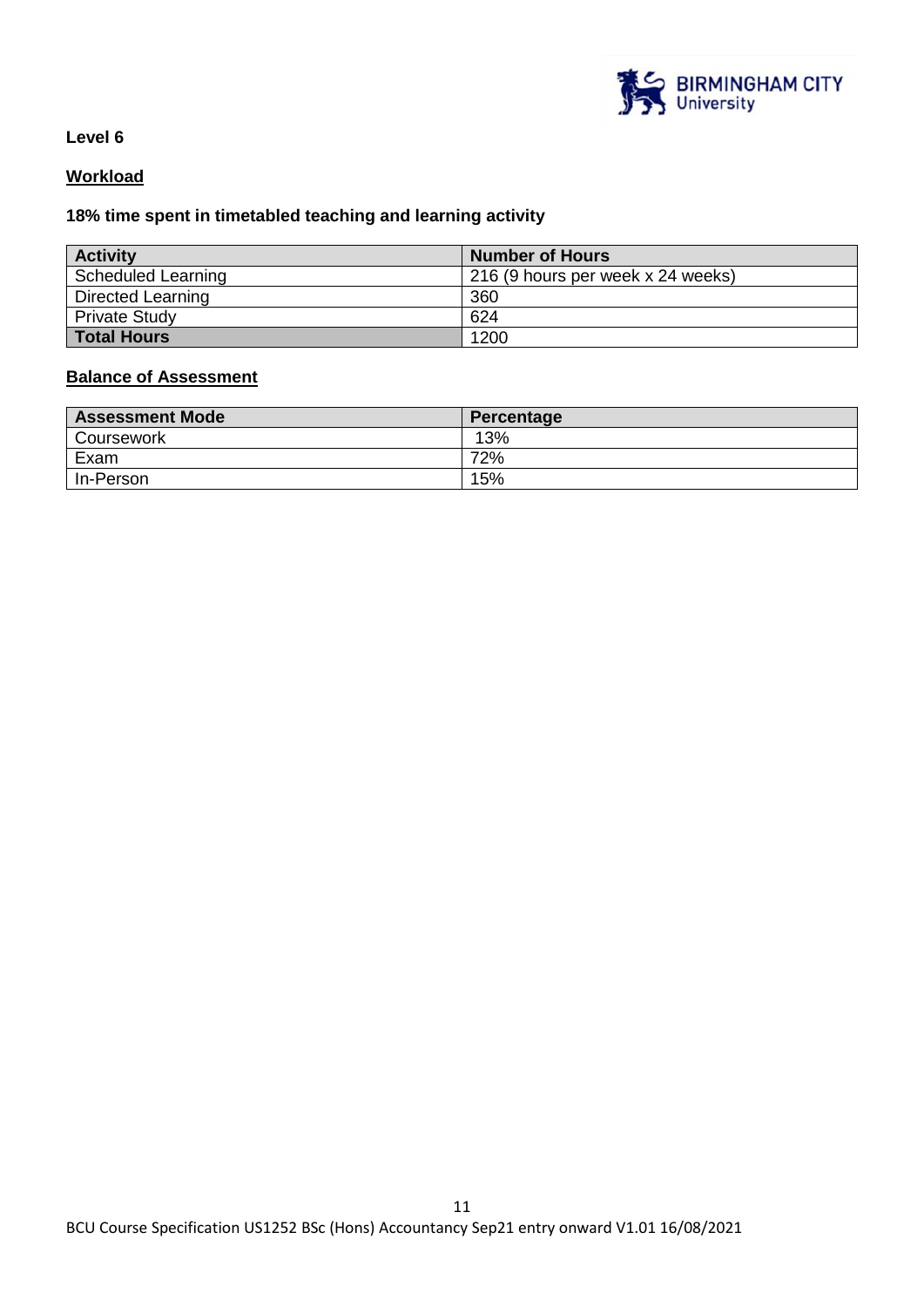**Level 6**

**Workload**

**18% time spent in timetabled teaching and learning activity**

| Activity | Number of Hours |
|---|---|
| Scheduled Learning | 216 (9 hours per week x 24 weeks) |
| Directed Learning | 360 |
| Private Study | 624 |
| **Total Hours** | 1200 |

**Balance of Assessment**

| Assessment Mode | Percentage |
|---|---|
| Coursework | 13% |
| Exam | 72% |
| In-Person | 15% |